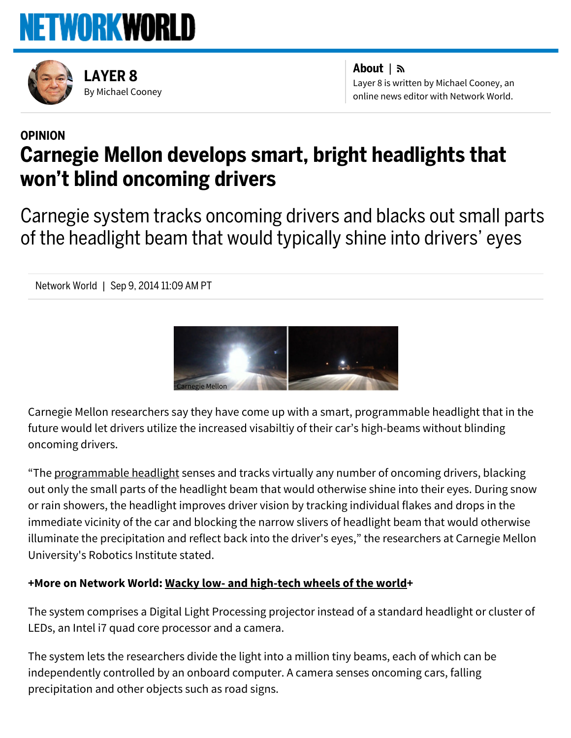# NETWORKWORLD

**LAYER 8**
By Michael Cooney

**About** |
Layer 8 is written by Michael Cooney, an online news editor with Network World.

**OPINION**

# Carnegie Mellon develops smart, bright headlights that won't blind oncoming drivers

## Carnegie system tracks oncoming drivers and blacks out small parts of the headlight beam that would typically shine into drivers' eyes

Network World | Sep 9, 2014 11:09 AM PT

Carnegie Mellon

Carnegie Mellon researchers say they have come up with a smart, programmable headlight that in the future would let drivers utilize the increased visabiltiy of their car's high-beams without blinding oncoming drivers.

"The programmable headlight senses and tracks virtually any number of oncoming drivers, blacking out only the small parts of the headlight beam that would otherwise shine into their eyes. During snow or rain showers, the headlight improves driver vision by tracking individual flakes and drops in the immediate vicinity of the car and blocking the narrow slivers of headlight beam that would otherwise illuminate the precipitation and reflect back into the driver's eyes," the researchers at Carnegie Mellon University's Robotics Institute stated.

**+More on Network World: Wacky low- and high-tech wheels of the world+**

The system comprises a Digital Light Processing projector instead of a standard headlight or cluster of LEDs, an Intel i7 quad core processor and a camera.

The system lets the researchers divide the light into a million tiny beams, each of which can be independently controlled by an onboard computer. A camera senses oncoming cars, falling precipitation and other objects such as road signs.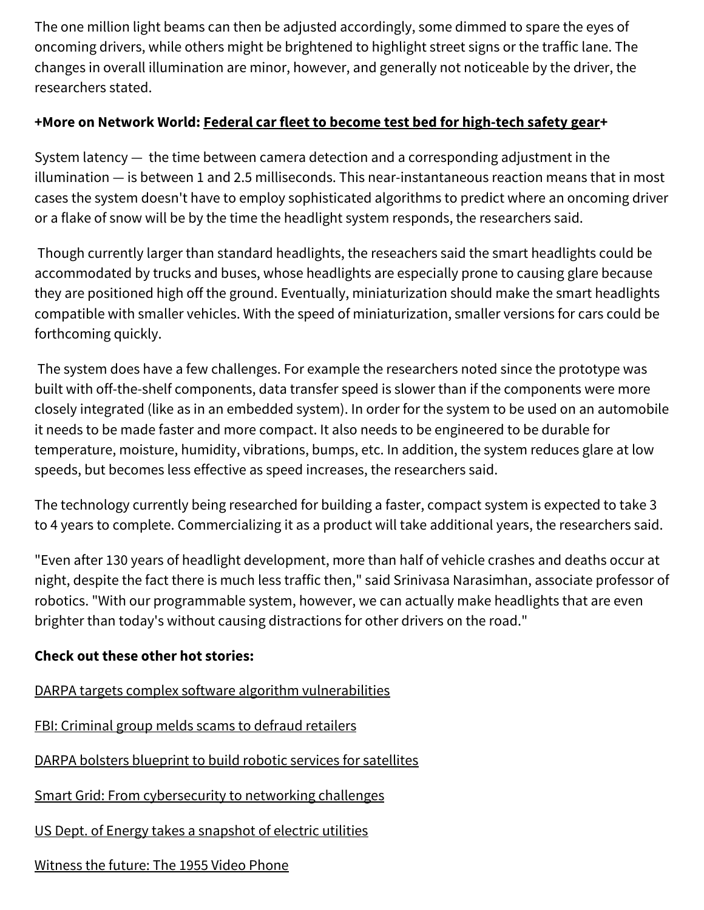The one million light beams can then be adjusted accordingly, some dimmed to spare the eyes of oncoming drivers, while others might be brightened to highlight street signs or the traffic lane. The changes in overall illumination are minor, however, and generally not noticeable by the driver, the researchers stated.

**+More on Network World: Federal car fleet to become test bed for high-tech safety gear+**

System latency — the time between camera detection and a corresponding adjustment in the illumination — is between 1 and 2.5 milliseconds. This near-instantaneous reaction means that in most cases the system doesn't have to employ sophisticated algorithms to predict where an oncoming driver or a flake of snow will be by the time the headlight system responds, the researchers said.

Though currently larger than standard headlights, the reseachers said the smart headlights could be accommodated by trucks and buses, whose headlights are especially prone to causing glare because they are positioned high off the ground. Eventually, miniaturization should make the smart headlights compatible with smaller vehicles. With the speed of miniaturization, smaller versions for cars could be forthcoming quickly.

The system does have a few challenges. For example the researchers noted since the prototype was built with off-the-shelf components, data transfer speed is slower than if the components were more closely integrated (like as in an embedded system). In order for the system to be used on an automobile it needs to be made faster and more compact. It also needs to be engineered to be durable for temperature, moisture, humidity, vibrations, bumps, etc. In addition, the system reduces glare at low speeds, but becomes less effective as speed increases, the researchers said.

The technology currently being researched for building a faster, compact system is expected to take 3 to 4 years to complete. Commercializing it as a product will take additional years, the researchers said.

"Even after 130 years of headlight development, more than half of vehicle crashes and deaths occur at night, despite the fact there is much less traffic then," said Srinivasa Narasimhan, associate professor of robotics. "With our programmable system, however, we can actually make headlights that are even brighter than today's without causing distractions for other drivers on the road."

**Check out these other hot stories:**

DARPA targets complex software algorithm vulnerabilities

FBI: Criminal group melds scams to defraud retailers

DARPA bolsters blueprint to build robotic services for satellites

Smart Grid: From cybersecurity to networking challenges

US Dept. of Energy takes a snapshot of electric utilities

Witness the future: The 1955 Video Phone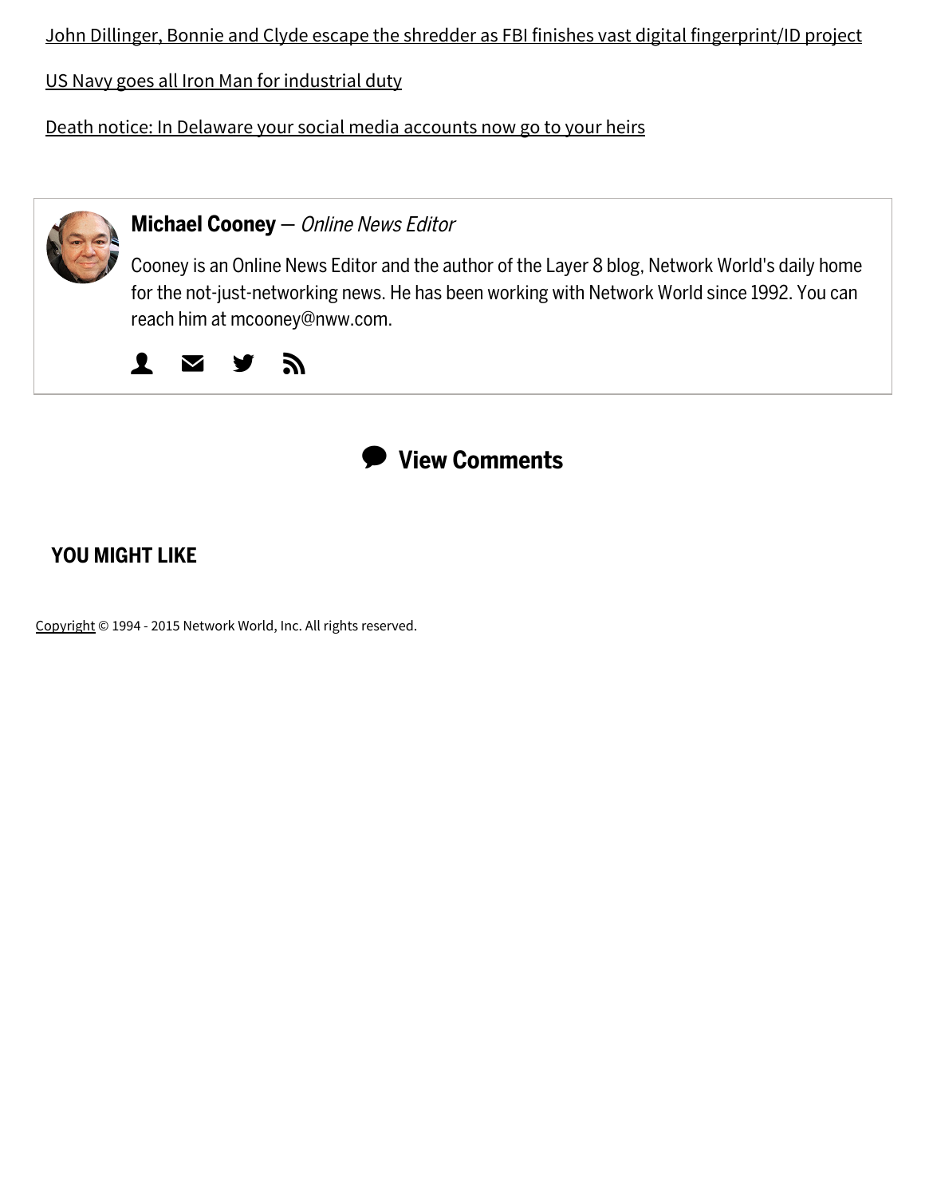John Dillinger, Bonnie and Clyde escape the shredder as FBI finishes vast digital fingerprint/ID project

US Navy goes all Iron Man for industrial duty

Death notice: In Delaware your social media accounts now go to your heirs

**Michael Cooney** — *Online News Editor*

Cooney is an Online News Editor and the author of the Layer 8 blog, Network World's daily home for the not-just-networking news. He has been working with Network World since 1992. You can reach him at mcooney@nww.com.

**View Comments**

## YOU MIGHT LIKE

Copyright © 1994 - 2015 Network World, Inc. All rights reserved.